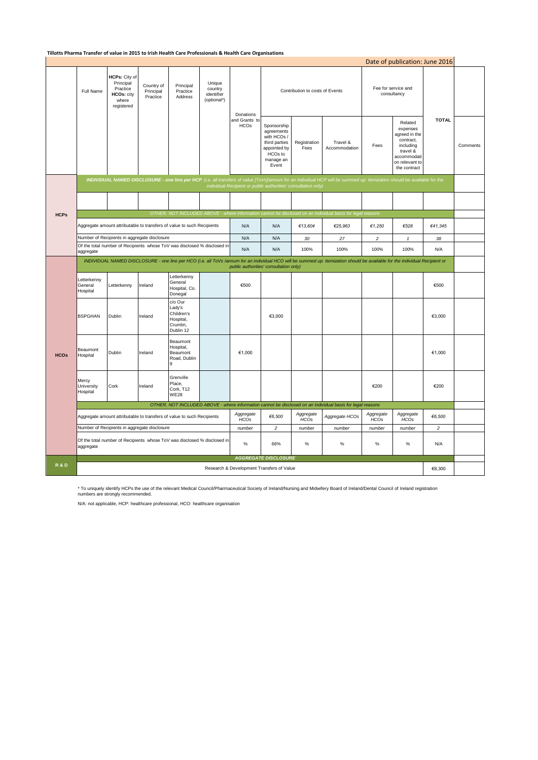**Tillotts Pharma Transfer of value in 2015 to Irish Health Care Professionals & Health Care Organisations**

Date of publication: June 2016

| | Full Name | HCPs: City of Principal Practice HCOs: city where registered | Country of Principal Practice | Principal Practice Address | Unique country identifier (optional*) | Donations and Grants to HCOs | Contribution to costs of Events | | | Fee for service and consultancy | | TOTAL | Comments |
|---|---|---|---|---|---|---|---|---|---|---|---|---|---|
| | | | | | | | Sponsorship agreements with HCOs / third parties appointed by HCOs to manage an Event | Registration Fees | Travel & Accommodation | Fees | Related expenses agreed in the contract, including travel & accommodation on relevant to the contract | | |
| **HCPs** | *INDIVIDUAL NAMED DISCLOSURE - one line per HCP (i.e. all transfers of value [ToVs]/annum for an individual HCP will be summed up: itemization should be available for the individual Recipient or public authorities' consultation only)* | | | | | | | | | | | | |
| | | | | | | | | | | | | | |
| | *OTHER, NOT INCLUDED ABOVE - where information cannot be disclosed on an individual basis for legal reasons* | | | | | | | | | | | | |
| | Aggregate amount attributable to transfers of value to such Recipients | | | | | N/A | N/A | *€13,604* | *€25,963* | *€1,250* | *€528* | *€41,345* | |
| | Number of Recipients in aggregate disclosure | | | | | N/A | N/A | *30* | *27* | *2* | *1* | *38* | |
| | Of the total number of Recipients whose ToV was disclosed % disclosed in aggregate | | | | | N/A | N/A | 100% | 100% | 100% | 100% | N/A | |
| **HCOs** | *INDIVIDUAL NAMED DISCLOSURE - one line per HCO (i.e. all ToVs /annum for an individual HCO will be summed up: itemization should be available for the individual Recipient or public authorities' consultation only)* | | | | | | | | | | | | |
| | Letterkenny General Hospital | Letterkenny | Ireland | Letterkenny General Hospital, Co. Donegal | | €500 | | | | | | €500 | |
| | BSPGHAN | Dublin | Ireland | c/o Our Lady's Children's Hospital, Crumlin, Dublin 12 | | | €3,000 | | | | | €3,000 | |
| | Beaumont Hospital | Dublin | Ireland | Beaumont Hospital, Beaumont Road, Dublin 9 | | €1,000 | | | | | | €1,000 | |
| | Mercy University Hospital | Cork | Ireland | Grenville Place, Cork, T12 WE28 | | | | | | €200 | | €200 | |
| | *OTHER, NOT INCLUDED ABOVE - where information cannot be disclosed on an individual basis for legal reasons* | | | | | | | | | | | | |
| | Aggregate amount attributable to transfers of value to such Recipients | | | | | *Aggregate HCOs* | *€6,500* | *Aggregate HCOs* | *Aggregate HCOs* | *Aggregate HCOs* | *Aggregate HCOs* | *€6,500* | |
| | Number of Recipients in aggregate disclosure | | | | | *number* | *2* | *number* | *number* | *number* | *number* | *2* | |
| | Of the total number of Recipients whose ToV was disclosed % disclosed in aggregate | | | | | % | 66% | % | % | % | % | N/A | |
| **R & D** | *AGGREGATE DISCLOSURE* | | | | | | | | | | | | |
| | Research & Development Transfers of Value | | | | | | | | | | | €8,300 | |

* To uniquely identify HCPs the use of the relevant Medical Council/Pharmaceutical Society of Ireland/Nursing and Midwifery Board of Ireland/Dental Council of Ireland registration numbers are strongly recommended.

N/A: not applicable, HCP: healthcare professional, HCO: healthcare organisation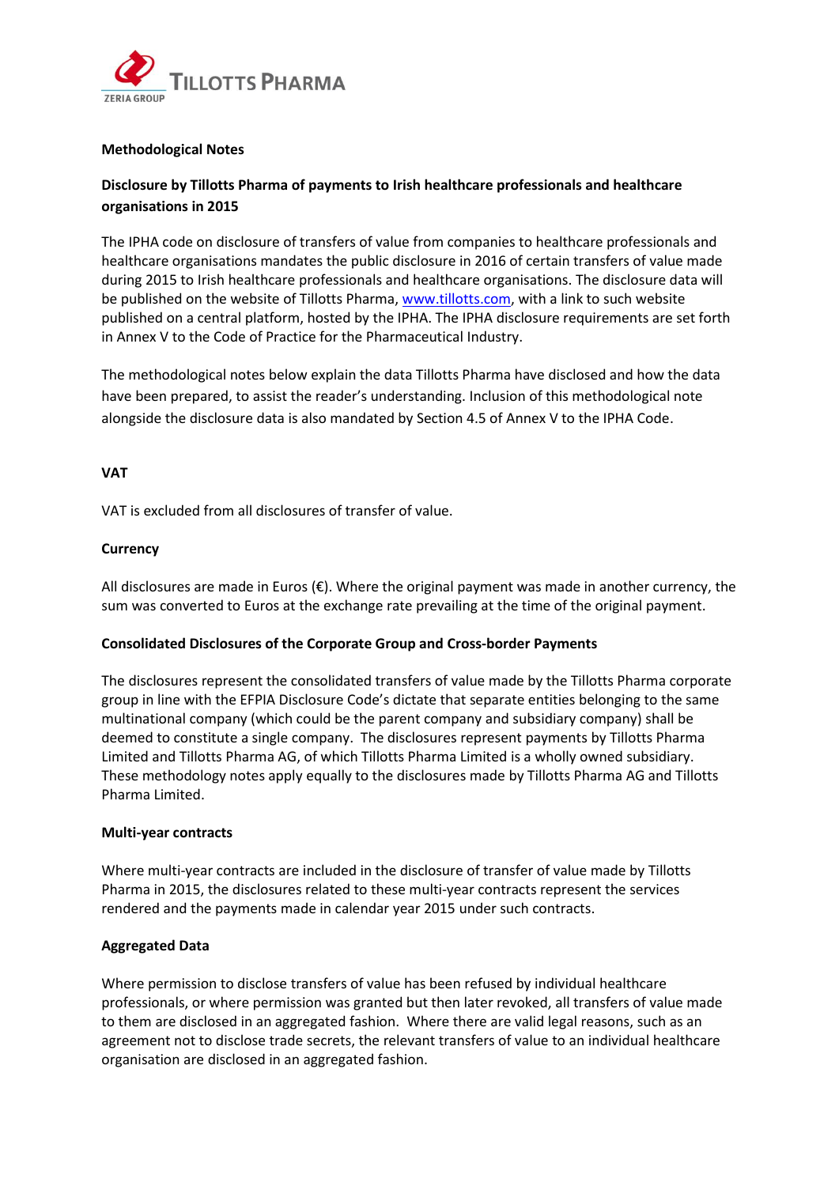**Methodological Notes**

**Disclosure by Tillotts Pharma of payments to Irish healthcare professionals and healthcare organisations in 2015**

The IPHA code on disclosure of transfers of value from companies to healthcare professionals and healthcare organisations mandates the public disclosure in 2016 of certain transfers of value made during 2015 to Irish healthcare professionals and healthcare organisations. The disclosure data will be published on the website of Tillotts Pharma, www.tillotts.com, with a link to such website published on a central platform, hosted by the IPHA. The IPHA disclosure requirements are set forth in Annex V to the Code of Practice for the Pharmaceutical Industry.

The methodological notes below explain the data Tillotts Pharma have disclosed and how the data have been prepared, to assist the reader's understanding. Inclusion of this methodological note alongside the disclosure data is also mandated by Section 4.5 of Annex V to the IPHA Code.

**VAT**

VAT is excluded from all disclosures of transfer of value.

**Currency**

All disclosures are made in Euros (€). Where the original payment was made in another currency, the sum was converted to Euros at the exchange rate prevailing at the time of the original payment.

**Consolidated Disclosures of the Corporate Group and Cross-border Payments**

The disclosures represent the consolidated transfers of value made by the Tillotts Pharma corporate group in line with the EFPIA Disclosure Code's dictate that separate entities belonging to the same multinational company (which could be the parent company and subsidiary company) shall be deemed to constitute a single company. The disclosures represent payments by Tillotts Pharma Limited and Tillotts Pharma AG, of which Tillotts Pharma Limited is a wholly owned subsidiary. These methodology notes apply equally to the disclosures made by Tillotts Pharma AG and Tillotts Pharma Limited.

**Multi-year contracts**

Where multi-year contracts are included in the disclosure of transfer of value made by Tillotts Pharma in 2015, the disclosures related to these multi-year contracts represent the services rendered and the payments made in calendar year 2015 under such contracts.

**Aggregated Data**

Where permission to disclose transfers of value has been refused by individual healthcare professionals, or where permission was granted but then later revoked, all transfers of value made to them are disclosed in an aggregated fashion. Where there are valid legal reasons, such as an agreement not to disclose trade secrets, the relevant transfers of value to an individual healthcare organisation are disclosed in an aggregated fashion.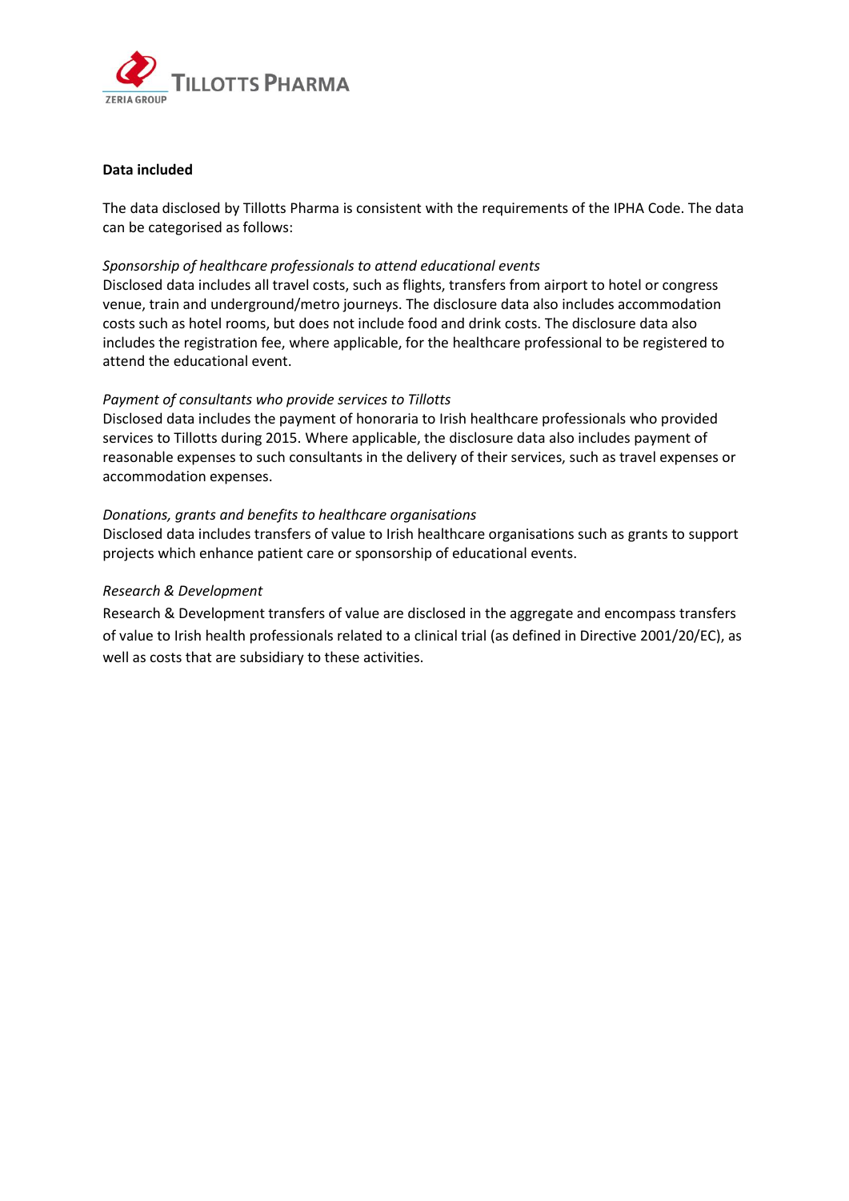**Data included**

The data disclosed by Tillotts Pharma is consistent with the requirements of the IPHA Code. The data can be categorised as follows:

*Sponsorship of healthcare professionals to attend educational events*
Disclosed data includes all travel costs, such as flights, transfers from airport to hotel or congress venue, train and underground/metro journeys. The disclosure data also includes accommodation costs such as hotel rooms, but does not include food and drink costs. The disclosure data also includes the registration fee, where applicable, for the healthcare professional to be registered to attend the educational event.

*Payment of consultants who provide services to Tillotts*
Disclosed data includes the payment of honoraria to Irish healthcare professionals who provided services to Tillotts during 2015. Where applicable, the disclosure data also includes payment of reasonable expenses to such consultants in the delivery of their services, such as travel expenses or accommodation expenses.

*Donations, grants and benefits to healthcare organisations*
Disclosed data includes transfers of value to Irish healthcare organisations such as grants to support projects which enhance patient care or sponsorship of educational events.

*Research & Development*
Research & Development transfers of value are disclosed in the aggregate and encompass transfers of value to Irish health professionals related to a clinical trial (as defined in Directive 2001/20/EC), as well as costs that are subsidiary to these activities.